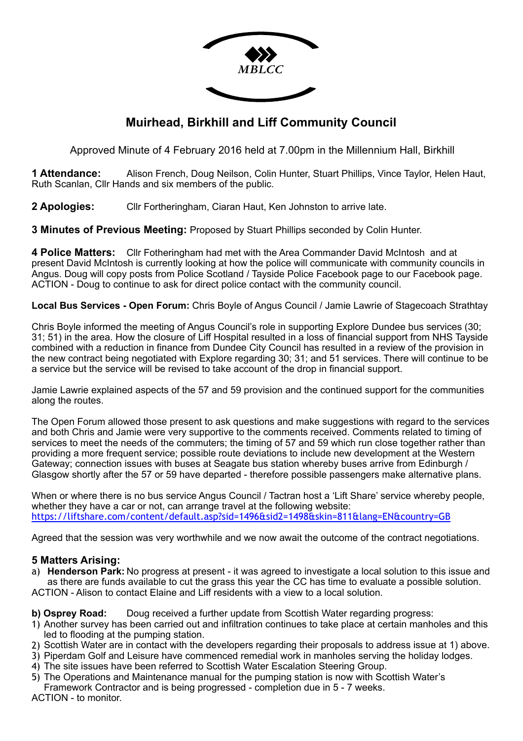MBLCC

# Muirhead, Birkhill and Liff Community Council

Approved Minute of 4 February 2016 held at 7.00pm in the Millennium Hall, Birkhill

**1 Attendance:** Alison French, Doug Neilson, Colin Hunter, Stuart Phillips, Vince Taylor, Helen Haut, Ruth Scanlan, Cllr Hands and six members of the public.

**2 Apologies:** Cllr Fortheringham, Ciaran Haut, Ken Johnston to arrive late.

**3 Minutes of Previous Meeting:** Proposed by Stuart Phillips seconded by Colin Hunter.

**4 Police Matters:** Cllr Fotheringham had met with the Area Commander David McIntosh and at present David McIntosh is currently looking at how the police will communicate with community councils in Angus. Doug will copy posts from Police Scotland / Tayside Police Facebook page to our Facebook page. ACTION - Doug to continue to ask for direct police contact with the community council.

**Local Bus Services - Open Forum:** Chris Boyle of Angus Council / Jamie Lawrie of Stagecoach Strathtay

Chris Boyle informed the meeting of Angus Council's role in supporting Explore Dundee bus services (30; 31; 51) in the area. How the closure of Liff Hospital resulted in a loss of financial support from NHS Tayside combined with a reduction in finance from Dundee City Council has resulted in a review of the provision in the new contract being negotiated with Explore regarding 30; 31; and 51 services. There will continue to be a service but the service will be revised to take account of the drop in financial support.

Jamie Lawrie explained aspects of the 57 and 59 provision and the continued support for the communities along the routes.

The Open Forum allowed those present to ask questions and make suggestions with regard to the services and both Chris and Jamie were very supportive to the comments received. Comments related to timing of services to meet the needs of the commuters; the timing of 57 and 59 which run close together rather than providing a more frequent service; possible route deviations to include new development at the Western Gateway; connection issues with buses at Seagate bus station whereby buses arrive from Edinburgh / Glasgow shortly after the 57 or 59 have departed - therefore possible passengers make alternative plans.

When or where there is no bus service Angus Council / Tactran host a 'Lift Share' service whereby people, whether they have a car or not, can arrange travel at the following website: https://liftshare.com/content/default.asp?sid=1496&sid2=1498&skin=811&lang=EN&country=GB

Agreed that the session was very worthwhile and we now await the outcome of the contract negotiations.

## 5 Matters Arising:

a) **Henderson Park:** No progress at present - it was agreed to investigate a local solution to this issue and as there are funds available to cut the grass this year the CC has time to evaluate a possible solution.

ACTION - Alison to contact Elaine and Liff residents with a view to a local solution.

**b) Osprey Road:** Doug received a further update from Scottish Water regarding progress:

1) Another survey has been carried out and infiltration continues to take place at certain manholes and this led to flooding at the pumping station.
2) Scottish Water are in contact with the developers regarding their proposals to address issue at 1) above.
3) Piperdam Golf and Leisure have commenced remedial work in manholes serving the holiday lodges.
4) The site issues have been referred to Scottish Water Escalation Steering Group.
5) The Operations and Maintenance manual for the pumping station is now with Scottish Water's Framework Contractor and is being progressed - completion due in 5 - 7 weeks.

ACTION - to monitor.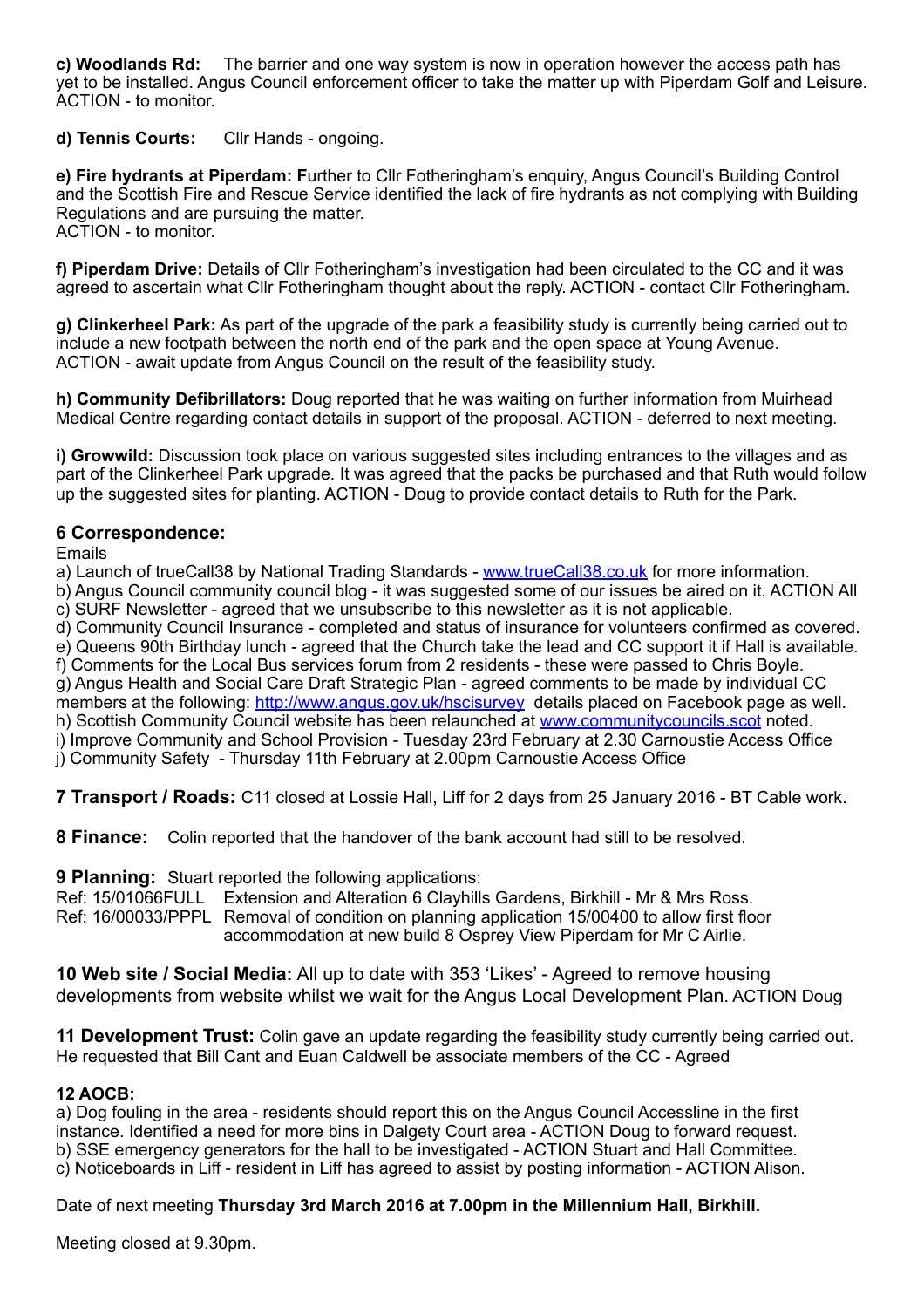**c) Woodlands Rd:** The barrier and one way system is now in operation however the access path has yet to be installed. Angus Council enforcement officer to take the matter up with Piperdam Golf and Leisure. ACTION - to monitor.

**d) Tennis Courts:** Cllr Hands - ongoing.

**e) Fire hydrants at Piperdam: F**urther to Cllr Fotheringham's enquiry, Angus Council's Building Control and the Scottish Fire and Rescue Service identified the lack of fire hydrants as not complying with Building Regulations and are pursuing the matter.
ACTION - to monitor.

**f) Piperdam Drive:** Details of Cllr Fotheringham's investigation had been circulated to the CC and it was agreed to ascertain what Cllr Fotheringham thought about the reply. ACTION - contact Cllr Fotheringham.

**g) Clinkerheel Park:** As part of the upgrade of the park a feasibility study is currently being carried out to include a new footpath between the north end of the park and the open space at Young Avenue.
ACTION - await update from Angus Council on the result of the feasibility study.

**h) Community Defibrillators:** Doug reported that he was waiting on further information from Muirhead Medical Centre regarding contact details in support of the proposal. ACTION - deferred to next meeting.

**i) Growwild:** Discussion took place on various suggested sites including entrances to the villages and as part of the Clinkerheel Park upgrade. It was agreed that the packs be purchased and that Ruth would follow up the suggested sites for planting. ACTION - Doug to provide contact details to Ruth for the Park.

## 6 Correspondence:

Emails

a) Launch of trueCall38 by National Trading Standards - www.trueCall38.co.uk for more information.
b) Angus Council community council blog - it was suggested some of our issues be aired on it. ACTION All
c) SURF Newsletter - agreed that we unsubscribe to this newsletter as it is not applicable.
d) Community Council Insurance - completed and status of insurance for volunteers confirmed as covered.
e) Queens 90th Birthday lunch - agreed that the Church take the lead and CC support it if Hall is available.
f) Comments for the Local Bus services forum from 2 residents - these were passed to Chris Boyle.
g) Angus Health and Social Care Draft Strategic Plan - agreed comments to be made by individual CC members at the following: http://www.angus.gov.uk/hscisurvey details placed on Facebook page as well.
h) Scottish Community Council website has been relaunched at www.communitycouncils.scot noted.
i) Improve Community and School Provision - Tuesday 23rd February at 2.30 Carnoustie Access Office
j) Community Safety - Thursday 11th February at 2.00pm Carnoustie Access Office

**7 Transport / Roads:** C11 closed at Lossie Hall, Liff for 2 days from 25 January 2016 - BT Cable work.

**8 Finance:** Colin reported that the handover of the bank account had still to be resolved.

**9 Planning:** Stuart reported the following applications:
Ref: 15/01066FULL Extension and Alteration 6 Clayhills Gardens, Birkhill - Mr & Mrs Ross.
Ref: 16/00033/PPPL Removal of condition on planning application 15/00400 to allow first floor accommodation at new build 8 Osprey View Piperdam for Mr C Airlie.

**10 Web site / Social Media:** All up to date with 353 'Likes' - Agreed to remove housing developments from website whilst we wait for the Angus Local Development Plan. ACTION Doug

**11 Development Trust:** Colin gave an update regarding the feasibility study currently being carried out. He requested that Bill Cant and Euan Caldwell be associate members of the CC - Agreed

**12 AOCB:**
a) Dog fouling in the area - residents should report this on the Angus Council Accessline in the first instance. Identified a need for more bins in Dalgety Court area - ACTION Doug to forward request.
b) SSE emergency generators for the hall to be investigated - ACTION Stuart and Hall Committee.
c) Noticeboards in Liff - resident in Liff has agreed to assist by posting information - ACTION Alison.

Date of next meeting **Thursday 3rd March 2016 at 7.00pm in the Millennium Hall, Birkhill.**

Meeting closed at 9.30pm.